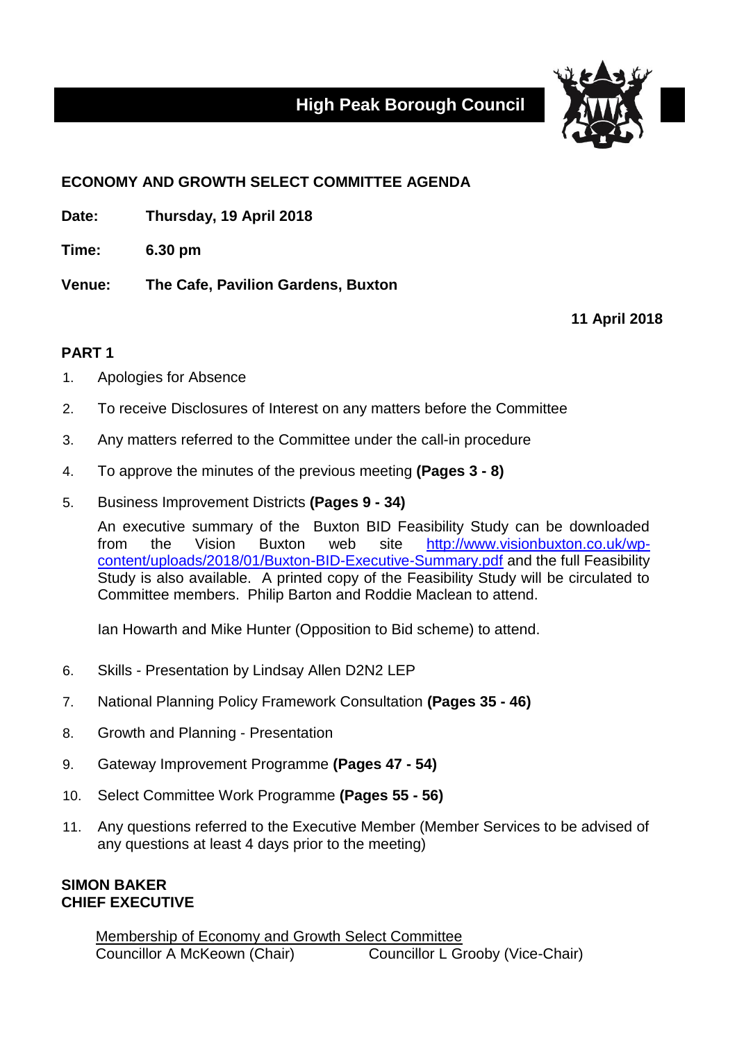# High Peak Borough Council

**ECONOMY AND GROWTH SELECT COMMITTEE AGENDA**

**Date:** **Thursday, 19 April 2018**

**Time:** **6.30 pm**

**Venue:** **The Cafe, Pavilion Gardens, Buxton**

**11 April 2018**

**PART 1**

1. Apologies for Absence
2. To receive Disclosures of Interest on any matters before the Committee
3. Any matters referred to the Committee under the call-in procedure
4. To approve the minutes of the previous meeting **(Pages 3 - 8)**
5. Business Improvement Districts **(Pages 9 - 34)**

   An executive summary of the Buxton BID Feasibility Study can be downloaded from the Vision Buxton web site http://www.visionbuxton.co.uk/wp-content/uploads/2018/01/Buxton-BID-Executive-Summary.pdf and the full Feasibility Study is also available. A printed copy of the Feasibility Study will be circulated to Committee members. Philip Barton and Roddie Maclean to attend.

   Ian Howarth and Mike Hunter (Opposition to Bid scheme) to attend.

6. Skills - Presentation by Lindsay Allen D2N2 LEP
7. National Planning Policy Framework Consultation **(Pages 35 - 46)**
8. Growth and Planning - Presentation
9. Gateway Improvement Programme **(Pages 47 - 54)**
10. Select Committee Work Programme **(Pages 55 - 56)**
11. Any questions referred to the Executive Member (Member Services to be advised of any questions at least 4 days prior to the meeting)

**SIMON BAKER**
**CHIEF EXECUTIVE**

Membership of Economy and Growth Select Committee

Councillor A McKeown (Chair) Councillor L Grooby (Vice-Chair)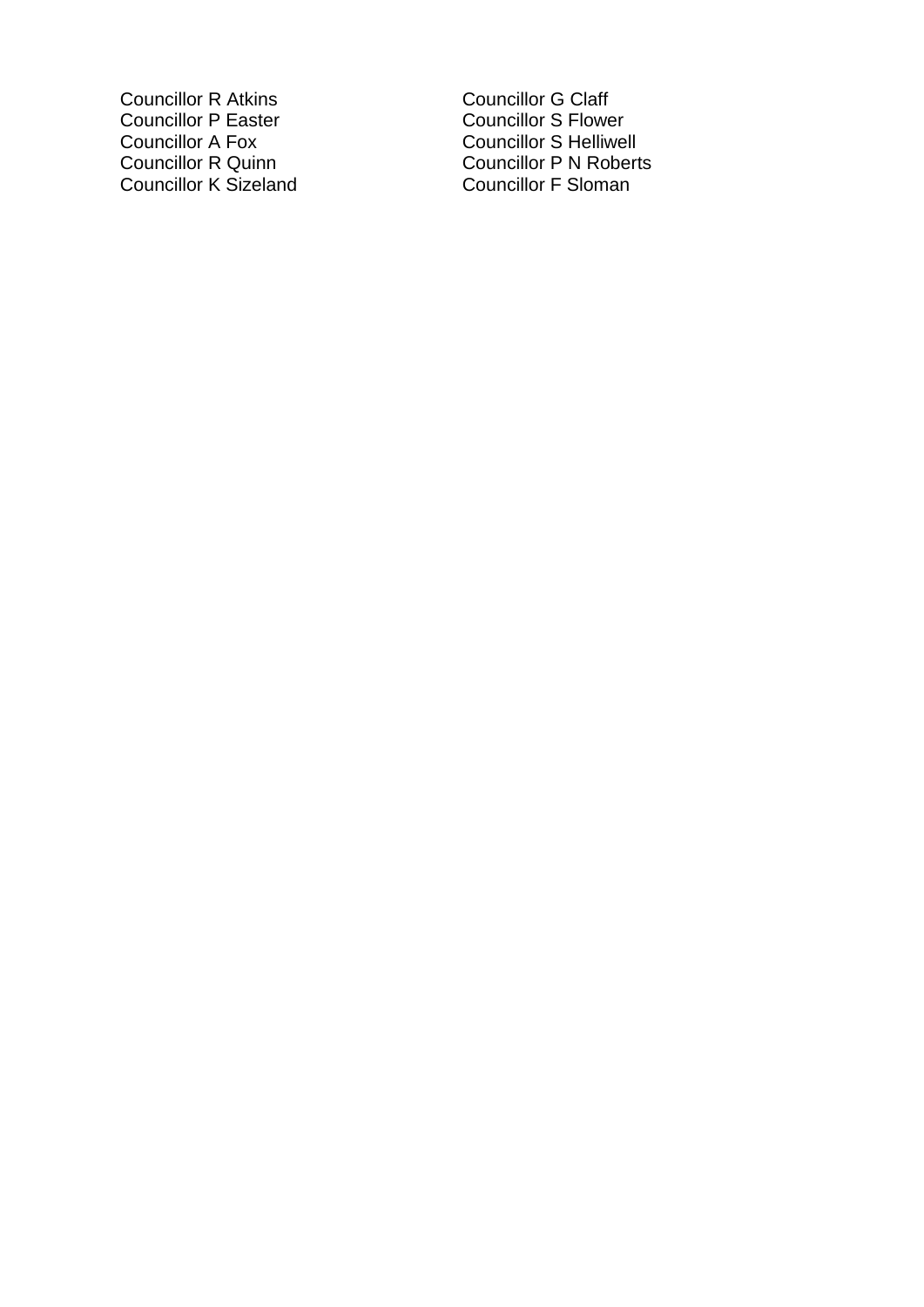Councillor R Atkins
Councillor P Easter
Councillor A Fox
Councillor R Quinn
Councillor K Sizeland

Councillor G Claff
Councillor S Flower
Councillor S Helliwell
Councillor P N Roberts
Councillor F Sloman